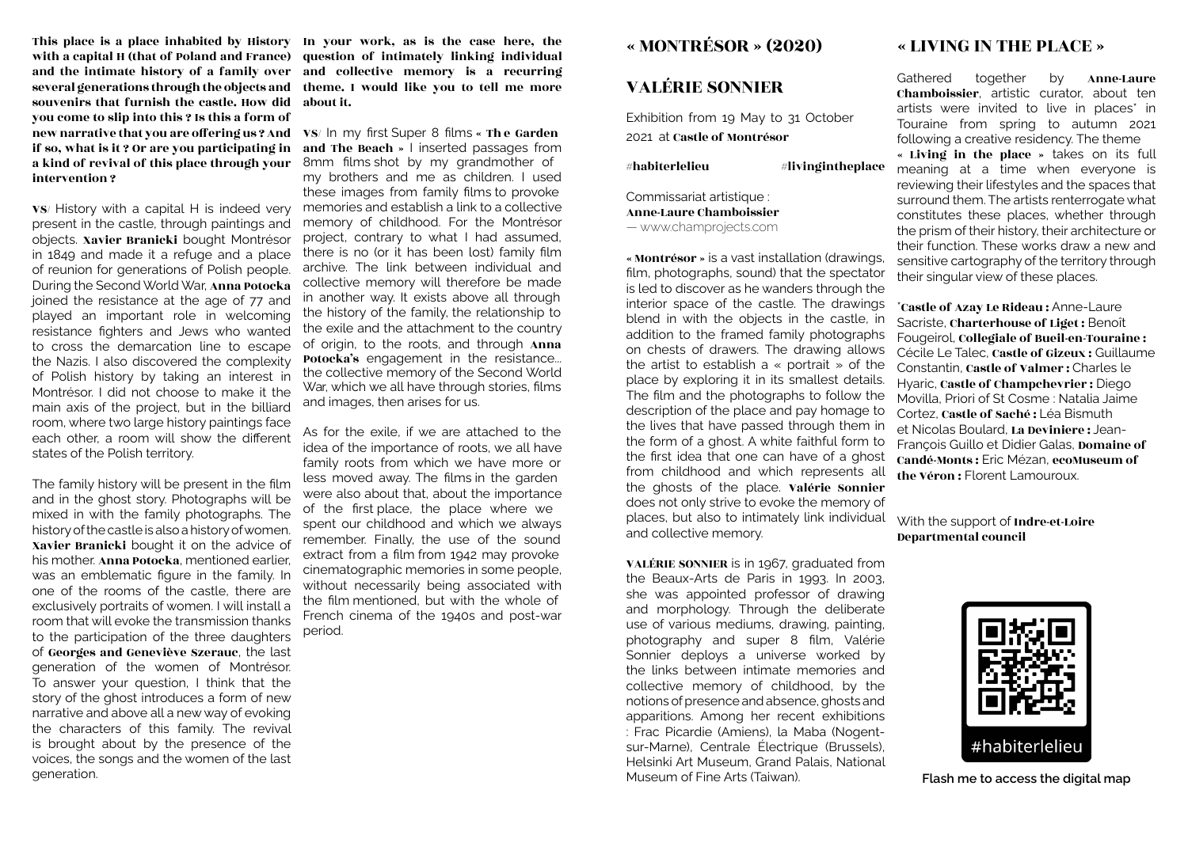**This place is a place inhabited by History with a capital H (that of Poland and France) and the intimate history of a family over several generations through the objects and souvenirs that furnish the castle. How did you come to slip into this ? Is this a form of new narrative that you are offering us ? And if so, what is it ? Or are you participating in a kind of revival of this place through your intervention ?**

**VS**/ History with a capital H is indeed very present in the castle, through paintings and objects. **Xavier Branicki** bought Montrésor in 1849 and made it a refuge and a place of reunion for generations of Polish people. During the Second World War, **Anna Potocka** joined the resistance at the age of 77 and played an important role in welcoming resistance fighters and Jews who wanted to cross the demarcation line to escape the Nazis. I also discovered the complexity of Polish history by taking an interest in Montrésor. I did not choose to make it the main axis of the project, but in the billiard room, where two large history paintings face each other, a room will show the different states of the Polish territory.

The family history will be present in the film and in the ghost story. Photographs will be mixed in with the family photographs. The history of the castle is also a history of women. **Xavier Branicki** bought it on the advice of his mother. **Anna Potocka**, mentioned earlier, was an emblematic figure in the family. In one of the rooms of the castle, there are exclusively portraits of women. I will install a room that will evoke the transmission thanks to the participation of the three daughters of **Georges and Geneviève Szerauc**, the last generation of the women of Montrésor. To answer your question, I think that the story of the ghost introduces a form of new narrative and above all a new way of evoking the characters of this family. The revival is brought about by the presence of the voices, the songs and the women of the last generation.

**In your work, as is the case here, the question of intimately linking individual and collective memory is a recurring theme. I would like you to tell me more about it.**

**VS**/ In my first Super 8 films « **The Garden and The Beach** » I inserted passages from 8mm films shot by my grandmother of my brothers and me as children. I used these images from family films to provoke memories and establish a link to a collective memory of childhood. For the Montrésor project, contrary to what I had assumed, there is no (or it has been lost) family film archive. The link between individual and collective memory will therefore be made in another way. It exists above all through the history of the family, the relationship to the exile and the attachment to the country of origin, to the roots, and through **Anna Potocka's** engagement in the resistance... the collective memory of the Second World War, which we all have through stories, films and images, then arises for us.

As for the exile, if we are attached to the idea of the importance of roots, we all have family roots from which we have more or less moved away. The films in the garden were also about that, about the importance of the first place, the place where we spent our childhood and which we always remember. Finally, the use of the sound extract from a film from 1942 may provoke cinematographic memories in some people, without necessarily being associated with the film mentioned, but with the whole of French cinema of the 1940s and post-war period.

## « MONTRÉSOR » (2020)

## VALÉRIE SONNIER

Exhibition from 19 May to 31 October 2021 at **Castle of Montrésor**

#**habiterlelieu** #**livingintheplace**

Commissariat artistique :
**Anne-Laure Chamboissier**
— www.champrojects.com

**« Montrésor »** is a vast installation (drawings, film, photographs, sound) that the spectator is led to discover as he wanders through the interior space of the castle. The drawings blend in with the objects in the castle, in addition to the framed family photographs on chests of drawers. The drawing allows the artist to establish a « portrait » of the place by exploring it in its smallest details. The film and the photographs to follow the description of the place and pay homage to the lives that have passed through them in the form of a ghost. A white faithful form to the first idea that one can have of a ghost from childhood and which represents all the ghosts of the place. **Valérie Sonnier** does not only strive to evoke the memory of places, but also to intimately link individual and collective memory.

**VALÉRIE SONNIER** is in 1967, graduated from the Beaux-Arts de Paris in 1993. In 2003, she was appointed professor of drawing and morphology. Through the deliberate use of various mediums, drawing, painting, photography and super 8 film, Valérie Sonnier deploys a universe worked by the links between intimate memories and collective memory of childhood, by the notions of presence and absence, ghosts and apparitions. Among her recent exhibitions : Frac Picardie (Amiens), la Maba (Nogent-sur-Marne), Centrale Électrique (Brussels), Helsinki Art Museum, Grand Palais, National Museum of Fine Arts (Taiwan).

## « LIVING IN THE PLACE »

Gathered together by **Anne-Laure Chamboissier**, artistic curator, about ten artists were invited to live in places* in Touraine from spring to autumn 2021 following a creative residency. The theme **« Living in the place »** takes on its full meaning at a time when everyone is reviewing their lifestyles and the spaces that surround them. The artists renterrogate what constitutes these places, whether through the prism of their history, their architecture or their function. These works draw a new and sensitive cartography of the territory through their singular view of these places.

***Castle of Azay Le Rideau :** Anne-Laure Sacriste, **Charterhouse of Liget :** Benoît Fougeirol, **Collegiale of Bueil-en-Touraine :** Cécile Le Talec, **Castle of Gizeux :** Guillaume Constantin, **Castle of Valmer :** Charles le Hyaric, **Castle of Champchevrier :** Diego Movilla, Priori of St Cosme : Natalia Jaime Cortez, **Castle of Saché :** Léa Bismuth et Nicolas Boulard, **La Deviniere :** Jean-François Guillo et Didier Galas, **Domaine of Candé-Monts :** Eric Mézan, **ecoMuseum of the Véron :** Florent Lamouroux.

With the support of **Indre-et-Loire Departmental council**

#habiterlelieu

**Flash me to access the digital map**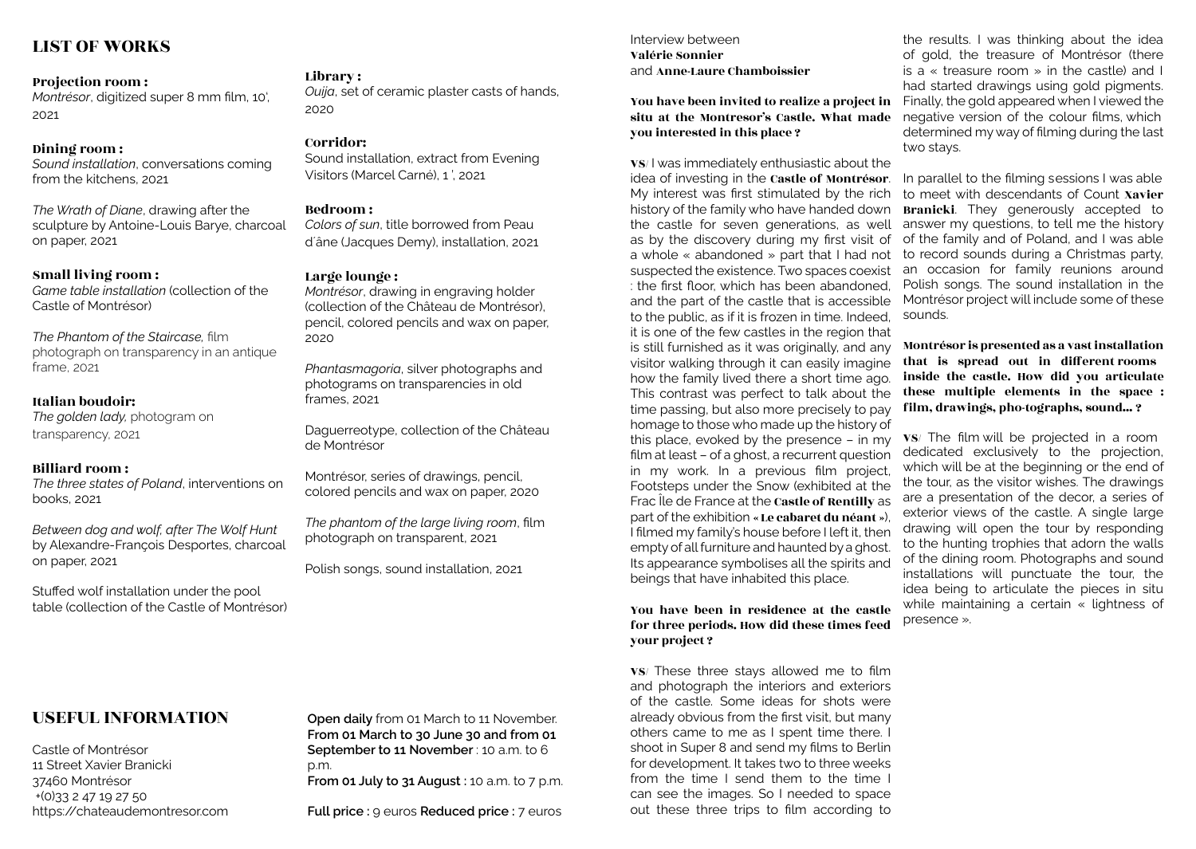## LIST OF WORKS

**Projection room :**
*Montrésor*, digitized super 8 mm film, 10', 2021

**Dining room :**
*Sound installation*, conversations coming from the kitchens, 2021

*The Wrath of Diane*, drawing after the sculpture by Antoine-Louis Barye, charcoal on paper, 2021

**Small living room :**
*Game table installation* (collection of the Castle of Montrésor)

*The Phantom of the Staircase,* film photograph on transparency in an antique frame, 2021

**Italian boudoir:**
*The golden lady,* photogram on transparency, 2021

**Billiard room :**
*The three states of Poland*, interventions on books, 2021

*Between dog and wolf, after The Wolf Hunt* by Alexandre-François Desportes, charcoal on paper, 2021

Stuffed wolf installation under the pool table (collection of the Castle of Montrésor)

**Library :**
*Ouija*, set of ceramic plaster casts of hands, 2020

**Corridor:**
Sound installation, extract from Evening Visitors (Marcel Carné), 1 ', 2021

**Bedroom :**
*Colors of sun*, title borrowed from Peau d'âne (Jacques Demy), installation, 2021

**Large lounge :**
*Montrésor*, drawing in engraving holder (collection of the Château de Montrésor), pencil, colored pencils and wax on paper, 2020

*Phantasmagoria*, silver photographs and photograms on transparencies in old frames, 2021

Daguerreotype, collection of the Château de Montrésor

Montrésor, series of drawings, pencil, colored pencils and wax on paper, 2020

*The phantom of the large living room*, film photograph on transparent, 2021

Polish songs, sound installation, 2021

## USEFUL INFORMATION

Castle of Montrésor
11 Street Xavier Branicki
37460 Montrésor
+(0)33 2 47 19 27 50
https://chateaudemontresor.com

**Open daily** from 01 March to 11 November.
**From 01 March to 30 June 30 and from 01 September to 11 November** : 10 a.m. to 6 p.m.
**From 01 July to 31 August :** 10 a.m. to 7 p.m.

**Full price :** 9 euros **Reduced price :** 7 euros

Interview between
**Valérie Sonnier**
and **Anne-Laure Chamboissier**

**You have been invited to realize a project in situ at the Montresor's Castle. What made you interested in this place ?**

**VS**/ I was immediately enthusiastic about the idea of investing in the **Castle of Montrésor**. My interest was first stimulated by the rich history of the family who have handed down the castle for seven generations, as well as by the discovery during my first visit of a whole « abandoned » part that I had not suspected the existence. Two spaces coexist : the first floor, which has been abandoned, and the part of the castle that is accessible to the public, as if it is frozen in time. Indeed, it is one of the few castles in the region that is still furnished as it was originally, and any visitor walking through it can easily imagine how the family lived there a short time ago. This contrast was perfect to talk about the time passing, but also more precisely to pay homage to those who made up the history of this place, evoked by the presence – in my film at least – of a ghost, a recurrent question in my work. In a previous film project, Footsteps under the Snow (exhibited at the Frac Île de France at the **Castle of Rentilly** as part of the exhibition **« Le cabaret du néant »**), I filmed my family's house before I left it, then empty of all furniture and haunted by a ghost. Its appearance symbolises all the spirits and beings that have inhabited this place.

**You have been in residence at the castle for three periods. How did these times feed your project ?**

**VS**/ These three stays allowed me to film and photograph the interiors and exteriors of the castle. Some ideas for shots were already obvious from the first visit, but many others came to me as I spent time there. I shoot in Super 8 and send my films to Berlin for development. It takes two to three weeks from the time I send them to the time I can see the images. So I needed to space out these three trips to film according to the results. I was thinking about the idea of gold, the treasure of Montrésor (there is a « treasure room » in the castle) and I had started drawings using gold pigments. Finally, the gold appeared when I viewed the negative version of the colour films, which determined my way of filming during the last two stays.

In parallel to the filming sessions I was able to meet with descendants of Count **Xavier Branicki**. They generously accepted to answer my questions, to tell me the history of the family and of Poland, and I was able to record sounds during a Christmas party, an occasion for family reunions around Polish songs. The sound installation in the Montrésor project will include some of these sounds.

**Montrésor is presented as a vast installation that is spread out in different rooms inside the castle. How did you articulate these multiple elements in the space : film, drawings, pho-tographs, sound... ?**

**VS**/ The film will be projected in a room dedicated exclusively to the projection, which will be at the beginning or the end of the tour, as the visitor wishes. The drawings are a presentation of the decor, a series of exterior views of the castle. A single large drawing will open the tour by responding to the hunting trophies that adorn the walls of the dining room. Photographs and sound installations will punctuate the tour, the idea being to articulate the pieces in situ while maintaining a certain « lightness of presence ».